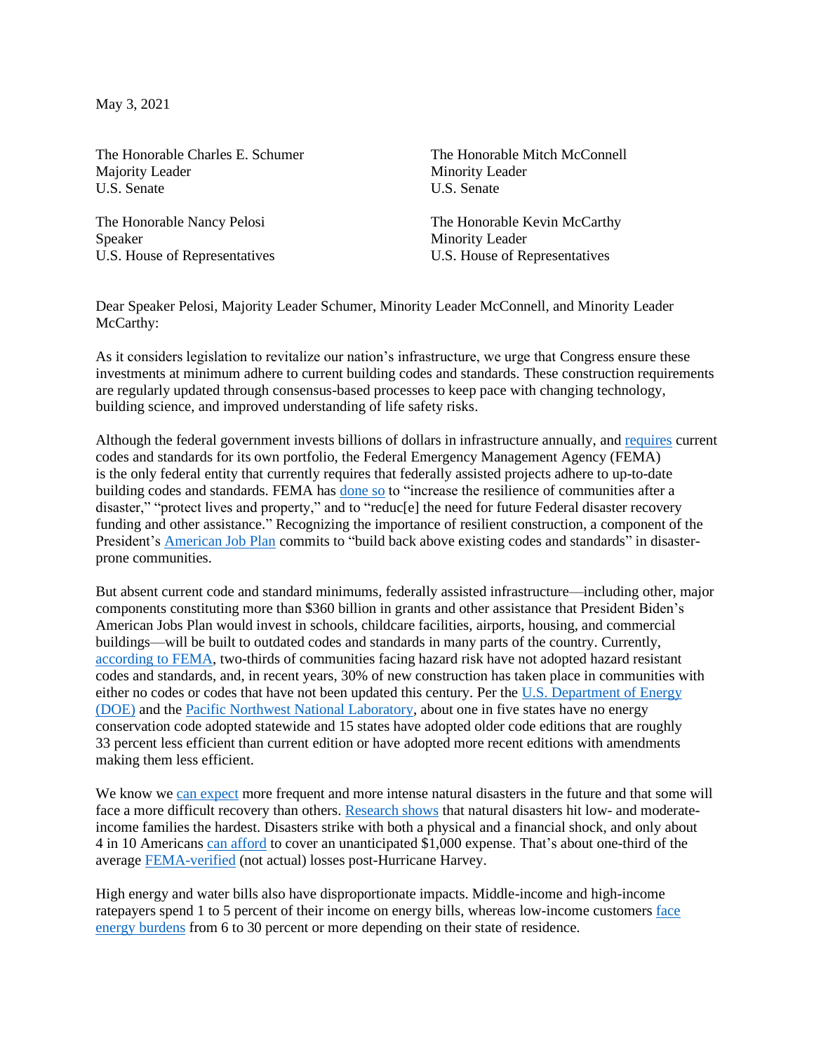May 3, 2021

The Honorable Charles E. Schumer
Majority Leader
U.S. Senate

The Honorable Mitch McConnell
Minority Leader
U.S. Senate

The Honorable Nancy Pelosi
Speaker
U.S. House of Representatives

The Honorable Kevin McCarthy
Minority Leader
U.S. House of Representatives

Dear Speaker Pelosi, Majority Leader Schumer, Minority Leader McConnell, and Minority Leader McCarthy:

As it considers legislation to revitalize our nation's infrastructure, we urge that Congress ensure these investments at minimum adhere to current building codes and standards. These construction requirements are regularly updated through consensus-based processes to keep pace with changing technology, building science, and improved understanding of life safety risks.

Although the federal government invests billions of dollars in infrastructure annually, and requires current codes and standards for its own portfolio, the Federal Emergency Management Agency (FEMA) is the only federal entity that currently requires that federally assisted projects adhere to up-to-date building codes and standards. FEMA has done so to "increase the resilience of communities after a disaster," "protect lives and property," and to "reduc[e] the need for future Federal disaster recovery funding and other assistance." Recognizing the importance of resilient construction, a component of the President's American Job Plan commits to "build back above existing codes and standards" in disaster-prone communities.

But absent current code and standard minimums, federally assisted infrastructure—including other, major components constituting more than $360 billion in grants and other assistance that President Biden's American Jobs Plan would invest in schools, childcare facilities, airports, housing, and commercial buildings—will be built to outdated codes and standards in many parts of the country. Currently, according to FEMA, two-thirds of communities facing hazard risk have not adopted hazard resistant codes and standards, and, in recent years, 30% of new construction has taken place in communities with either no codes or codes that have not been updated this century. Per the U.S. Department of Energy (DOE) and the Pacific Northwest National Laboratory, about one in five states have no energy conservation code adopted statewide and 15 states have adopted older code editions that are roughly 33 percent less efficient than current edition or have adopted more recent editions with amendments making them less efficient.

We know we can expect more frequent and more intense natural disasters in the future and that some will face a more difficult recovery than others. Research shows that natural disasters hit low- and moderate-income families the hardest. Disasters strike with both a physical and a financial shock, and only about 4 in 10 Americans can afford to cover an unanticipated $1,000 expense. That's about one-third of the average FEMA-verified (not actual) losses post-Hurricane Harvey.

High energy and water bills also have disproportionate impacts. Middle-income and high-income ratepayers spend 1 to 5 percent of their income on energy bills, whereas low-income customers face energy burdens from 6 to 30 percent or more depending on their state of residence.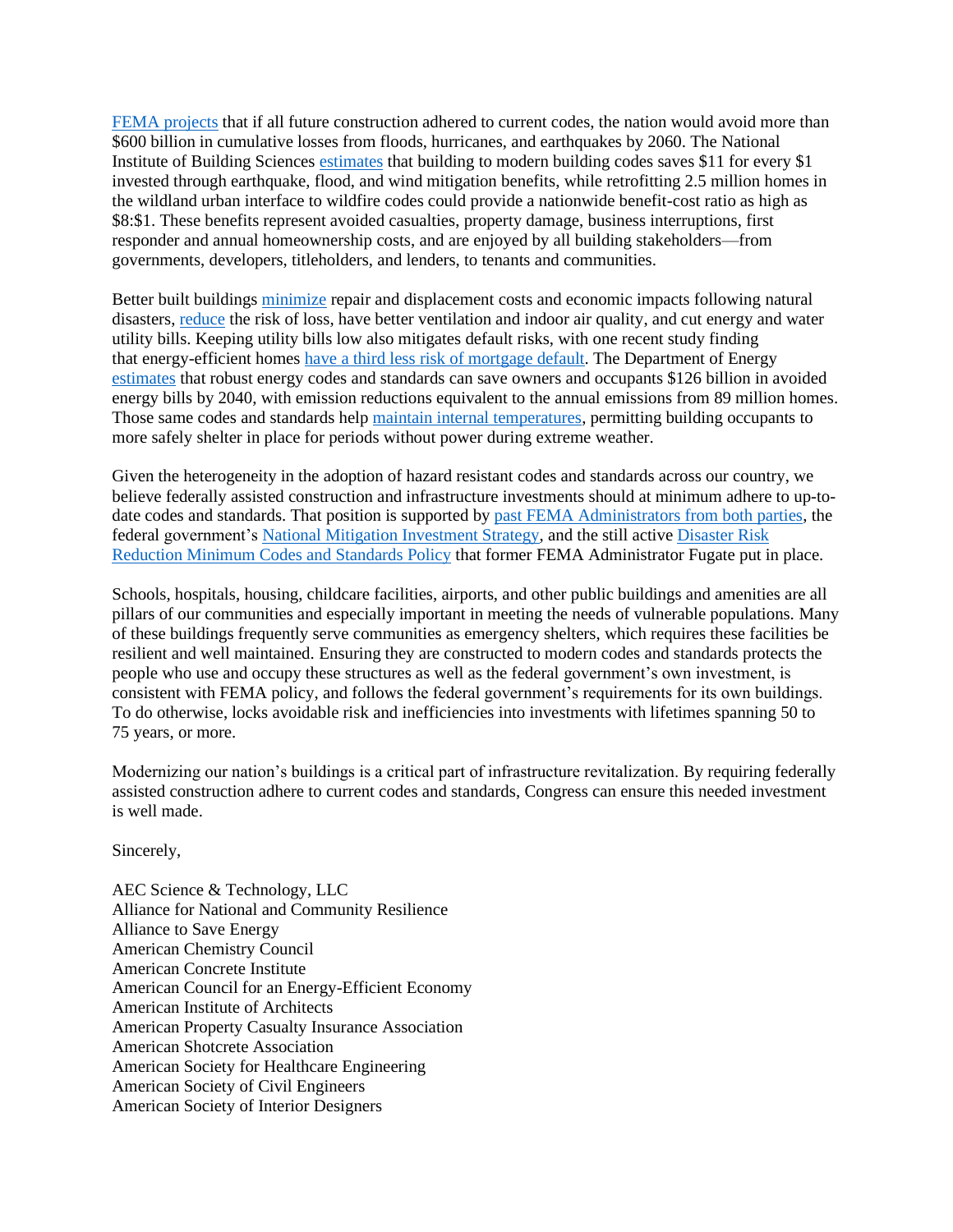FEMA projects that if all future construction adhered to current codes, the nation would avoid more than $600 billion in cumulative losses from floods, hurricanes, and earthquakes by 2060. The National Institute of Building Sciences estimates that building to modern building codes saves $11 for every $1 invested through earthquake, flood, and wind mitigation benefits, while retrofitting 2.5 million homes in the wildland urban interface to wildfire codes could provide a nationwide benefit-cost ratio as high as $8:$1. These benefits represent avoided casualties, property damage, business interruptions, first responder and annual homeownership costs, and are enjoyed by all building stakeholders—from governments, developers, titleholders, and lenders, to tenants and communities.

Better built buildings minimize repair and displacement costs and economic impacts following natural disasters, reduce the risk of loss, have better ventilation and indoor air quality, and cut energy and water utility bills. Keeping utility bills low also mitigates default risks, with one recent study finding that energy-efficient homes have a third less risk of mortgage default. The Department of Energy estimates that robust energy codes and standards can save owners and occupants $126 billion in avoided energy bills by 2040, with emission reductions equivalent to the annual emissions from 89 million homes. Those same codes and standards help maintain internal temperatures, permitting building occupants to more safely shelter in place for periods without power during extreme weather.

Given the heterogeneity in the adoption of hazard resistant codes and standards across our country, we believe federally assisted construction and infrastructure investments should at minimum adhere to up-to-date codes and standards. That position is supported by past FEMA Administrators from both parties, the federal government's National Mitigation Investment Strategy, and the still active Disaster Risk Reduction Minimum Codes and Standards Policy that former FEMA Administrator Fugate put in place.

Schools, hospitals, housing, childcare facilities, airports, and other public buildings and amenities are all pillars of our communities and especially important in meeting the needs of vulnerable populations. Many of these buildings frequently serve communities as emergency shelters, which requires these facilities be resilient and well maintained. Ensuring they are constructed to modern codes and standards protects the people who use and occupy these structures as well as the federal government's own investment, is consistent with FEMA policy, and follows the federal government's requirements for its own buildings. To do otherwise, locks avoidable risk and inefficiencies into investments with lifetimes spanning 50 to 75 years, or more.

Modernizing our nation's buildings is a critical part of infrastructure revitalization. By requiring federally assisted construction adhere to current codes and standards, Congress can ensure this needed investment is well made.

Sincerely,

AEC Science & Technology, LLC  
Alliance for National and Community Resilience  
Alliance to Save Energy  
American Chemistry Council  
American Concrete Institute  
American Council for an Energy-Efficient Economy  
American Institute of Architects  
American Property Casualty Insurance Association  
American Shotcrete Association  
American Society for Healthcare Engineering  
American Society of Civil Engineers  
American Society of Interior Designers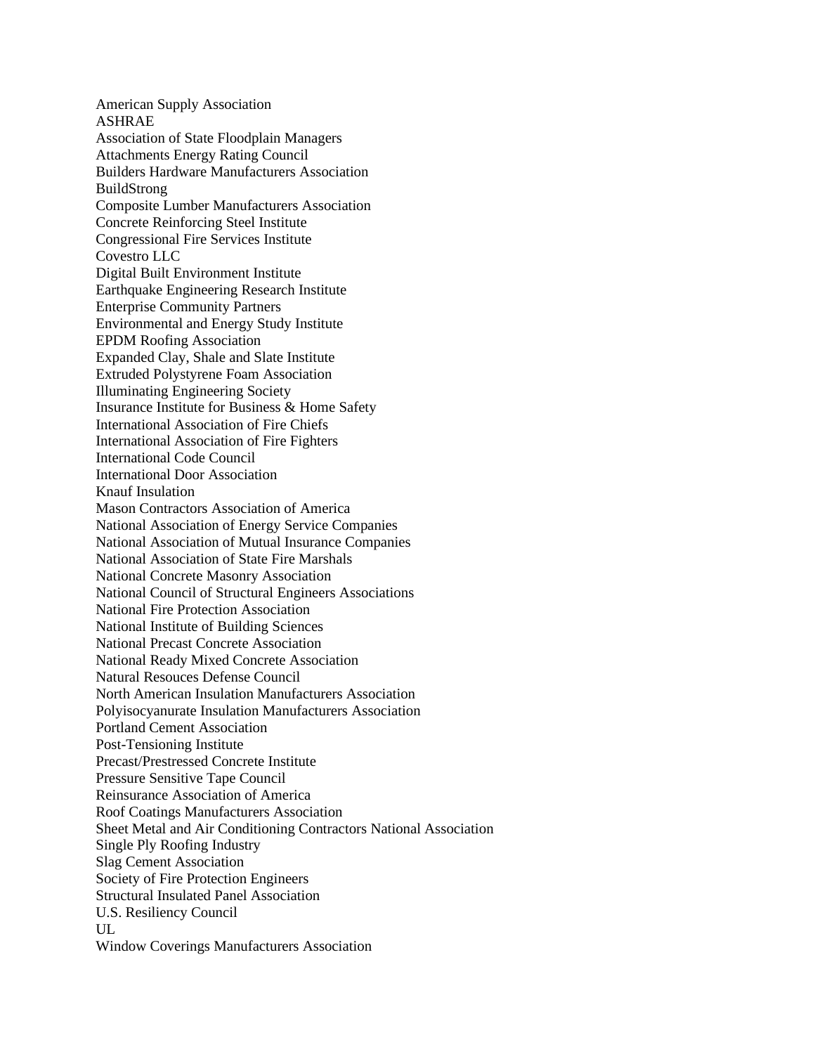American Supply Association
ASHRAE
Association of State Floodplain Managers
Attachments Energy Rating Council
Builders Hardware Manufacturers Association
BuildStrong
Composite Lumber Manufacturers Association
Concrete Reinforcing Steel Institute
Congressional Fire Services Institute
Covestro LLC
Digital Built Environment Institute
Earthquake Engineering Research Institute
Enterprise Community Partners
Environmental and Energy Study Institute
EPDM Roofing Association
Expanded Clay, Shale and Slate Institute
Extruded Polystyrene Foam Association
Illuminating Engineering Society
Insurance Institute for Business & Home Safety
International Association of Fire Chiefs
International Association of Fire Fighters
International Code Council
International Door Association
Knauf Insulation
Mason Contractors Association of America
National Association of Energy Service Companies
National Association of Mutual Insurance Companies
National Association of State Fire Marshals
National Concrete Masonry Association
National Council of Structural Engineers Associations
National Fire Protection Association
National Institute of Building Sciences
National Precast Concrete Association
National Ready Mixed Concrete Association
Natural Resouces Defense Council
North American Insulation Manufacturers Association
Polyisocyanurate Insulation Manufacturers Association
Portland Cement Association
Post-Tensioning Institute
Precast/Prestressed Concrete Institute
Pressure Sensitive Tape Council
Reinsurance Association of America
Roof Coatings Manufacturers Association
Sheet Metal and Air Conditioning Contractors National Association
Single Ply Roofing Industry
Slag Cement Association
Society of Fire Protection Engineers
Structural Insulated Panel Association
U.S. Resiliency Council
UL
Window Coverings Manufacturers Association